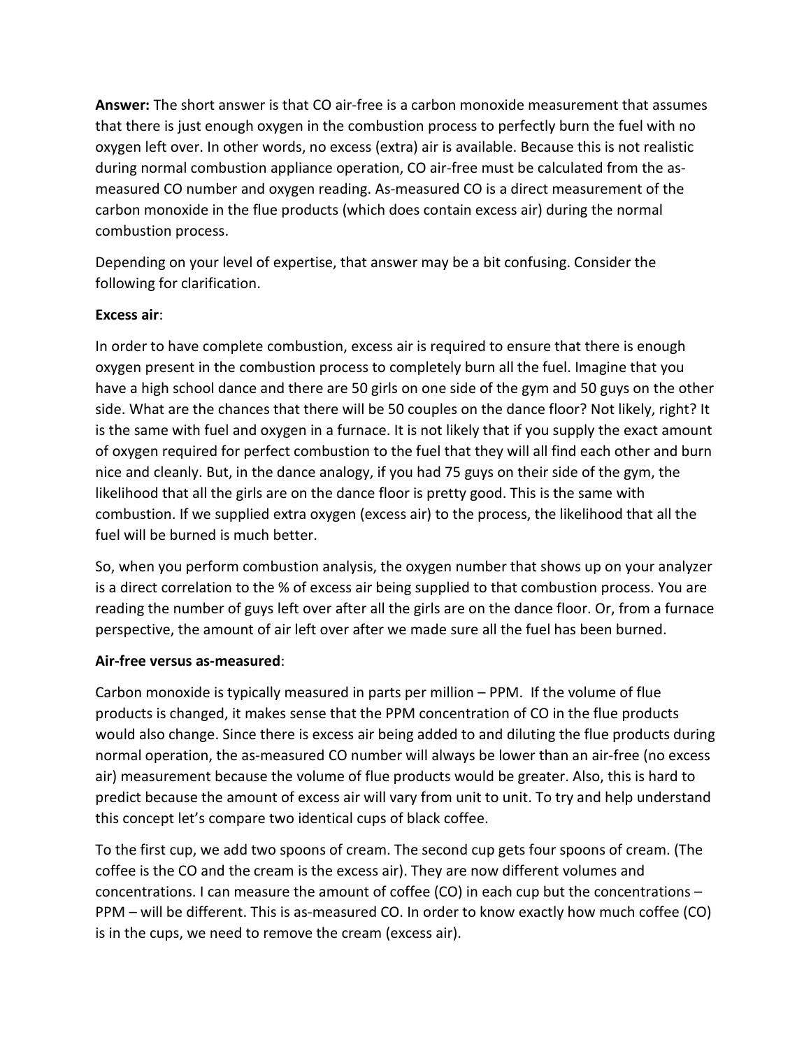**Answer:** The short answer is that CO air-free is a carbon monoxide measurement that assumes that there is just enough oxygen in the combustion process to perfectly burn the fuel with no oxygen left over. In other words, no excess (extra) air is available. Because this is not realistic during normal combustion appliance operation, CO air-free must be calculated from the as-measured CO number and oxygen reading. As-measured CO is a direct measurement of the carbon monoxide in the flue products (which does contain excess air) during the normal combustion process.

Depending on your level of expertise, that answer may be a bit confusing. Consider the following for clarification.

**Excess air**:

In order to have complete combustion, excess air is required to ensure that there is enough oxygen present in the combustion process to completely burn all the fuel. Imagine that you have a high school dance and there are 50 girls on one side of the gym and 50 guys on the other side. What are the chances that there will be 50 couples on the dance floor? Not likely, right? It is the same with fuel and oxygen in a furnace. It is not likely that if you supply the exact amount of oxygen required for perfect combustion to the fuel that they will all find each other and burn nice and cleanly. But, in the dance analogy, if you had 75 guys on their side of the gym, the likelihood that all the girls are on the dance floor is pretty good. This is the same with combustion. If we supplied extra oxygen (excess air) to the process, the likelihood that all the fuel will be burned is much better.

So, when you perform combustion analysis, the oxygen number that shows up on your analyzer is a direct correlation to the % of excess air being supplied to that combustion process. You are reading the number of guys left over after all the girls are on the dance floor. Or, from a furnace perspective, the amount of air left over after we made sure all the fuel has been burned.

**Air-free versus as-measured**:

Carbon monoxide is typically measured in parts per million – PPM. If the volume of flue products is changed, it makes sense that the PPM concentration of CO in the flue products would also change. Since there is excess air being added to and diluting the flue products during normal operation, the as-measured CO number will always be lower than an air-free (no excess air) measurement because the volume of flue products would be greater. Also, this is hard to predict because the amount of excess air will vary from unit to unit. To try and help understand this concept let's compare two identical cups of black coffee.

To the first cup, we add two spoons of cream. The second cup gets four spoons of cream. (The coffee is the CO and the cream is the excess air). They are now different volumes and concentrations. I can measure the amount of coffee (CO) in each cup but the concentrations – PPM – will be different. This is as-measured CO. In order to know exactly how much coffee (CO) is in the cups, we need to remove the cream (excess air).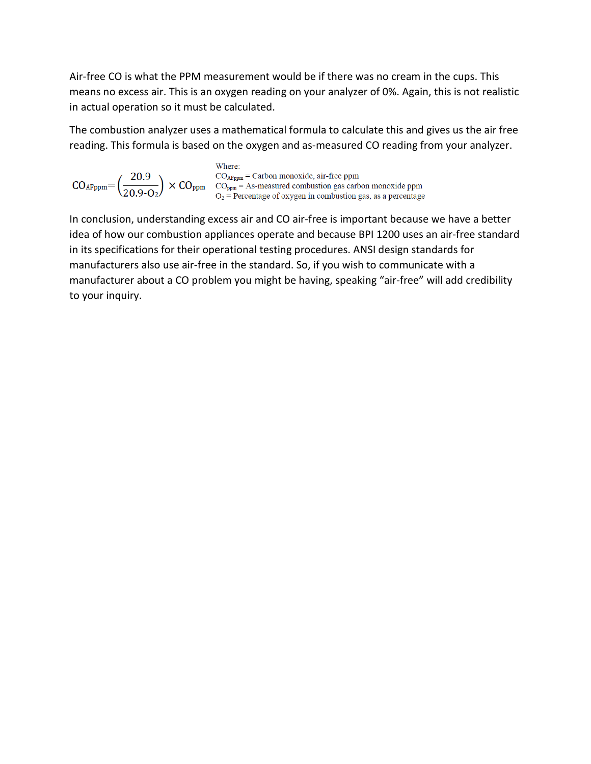Air-free CO is what the PPM measurement would be if there was no cream in the cups. This means no excess air. This is an oxygen reading on your analyzer of 0%. Again, this is not realistic in actual operation so it must be calculated.

The combustion analyzer uses a mathematical formula to calculate this and gives us the air free reading. This formula is based on the oxygen and as-measured CO reading from your analyzer.

$$CO_{AFppm} = \left(\frac{20.9}{20.9\text{-}O_2}\right) \times CO_{ppm}$$

Where:
$CO_{AFppm}$ = Carbon monoxide, air-free ppm
$CO_{ppm}$ = As-measured combustion gas carbon monoxide ppm
$O_2$ = Percentage of oxygen in combustion gas, as a percentage

In conclusion, understanding excess air and CO air-free is important because we have a better idea of how our combustion appliances operate and because BPI 1200 uses an air-free standard in its specifications for their operational testing procedures. ANSI design standards for manufacturers also use air-free in the standard. So, if you wish to communicate with a manufacturer about a CO problem you might be having, speaking "air-free" will add credibility to your inquiry.